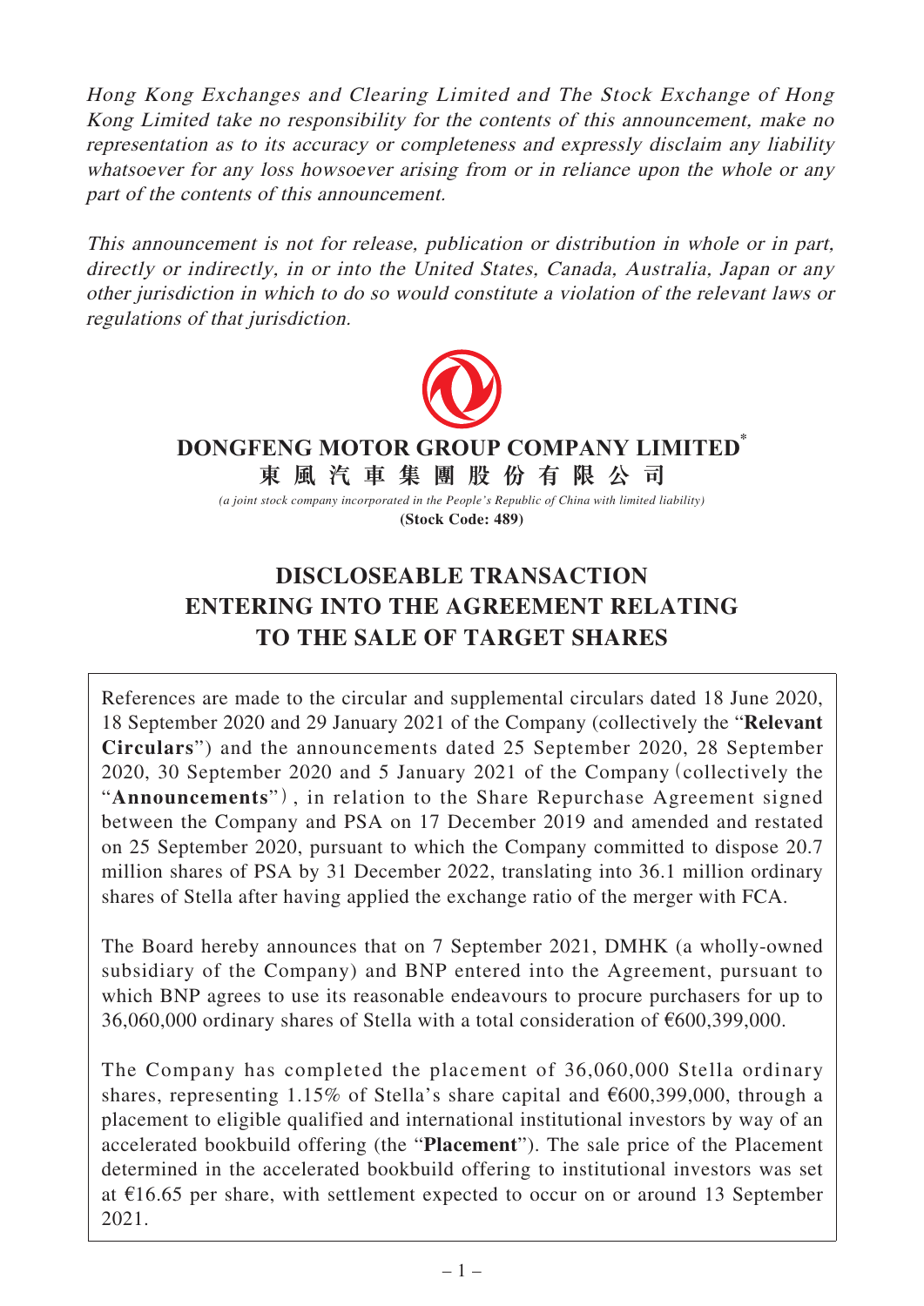*Hong Kong Exchanges and Clearing Limited and The Stock Exchange of Hong Kong Limited take no responsibility for the contents of this announcement, make no representation as to its accuracy or completeness and expressly disclaim any liability whatsoever for any loss howsoever arising from or in reliance upon the whole or any part of the contents of this announcement.*

*This announcement is not for release, publication or distribution in whole or in part, directly or indirectly, in or into the United States, Canada, Australia, Japan or any other jurisdiction in which to do so would constitute a violation of the relevant laws or regulations of that jurisdiction.*

**DONGFENG MOTOR GROUP COMPANY LIMITED***

**東風汽車集團股份有限公司**

*(a joint stock company incorporated in the People's Republic of China with limited liability)*

**(Stock Code: 489)**

# DISCLOSEABLE TRANSACTION ENTERING INTO THE AGREEMENT RELATING TO THE SALE OF TARGET SHARES

References are made to the circular and supplemental circulars dated 18 June 2020, 18 September 2020 and 29 January 2021 of the Company (collectively the "**Relevant Circulars**") and the announcements dated 25 September 2020, 28 September 2020, 30 September 2020 and 5 January 2021 of the Company (collectively the "**Announcements**"), in relation to the Share Repurchase Agreement signed between the Company and PSA on 17 December 2019 and amended and restated on 25 September 2020, pursuant to which the Company committed to dispose 20.7 million shares of PSA by 31 December 2022, translating into 36.1 million ordinary shares of Stella after having applied the exchange ratio of the merger with FCA.

The Board hereby announces that on 7 September 2021, DMHK (a wholly-owned subsidiary of the Company) and BNP entered into the Agreement, pursuant to which BNP agrees to use its reasonable endeavours to procure purchasers for up to 36,060,000 ordinary shares of Stella with a total consideration of €600,399,000.

The Company has completed the placement of 36,060,000 Stella ordinary shares, representing 1.15% of Stella's share capital and €600,399,000, through a placement to eligible qualified and international institutional investors by way of an accelerated bookbuild offering (the "**Placement**"). The sale price of the Placement determined in the accelerated bookbuild offering to institutional investors was set at €16.65 per share, with settlement expected to occur on or around 13 September 2021.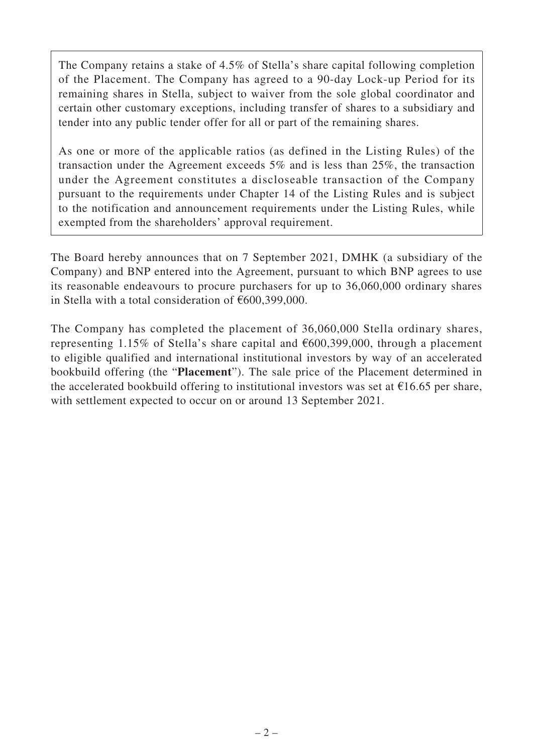The Company retains a stake of 4.5% of Stella's share capital following completion of the Placement. The Company has agreed to a 90-day Lock-up Period for its remaining shares in Stella, subject to waiver from the sole global coordinator and certain other customary exceptions, including transfer of shares to a subsidiary and tender into any public tender offer for all or part of the remaining shares.

As one or more of the applicable ratios (as defined in the Listing Rules) of the transaction under the Agreement exceeds 5% and is less than 25%, the transaction under the Agreement constitutes a discloseable transaction of the Company pursuant to the requirements under Chapter 14 of the Listing Rules and is subject to the notification and announcement requirements under the Listing Rules, while exempted from the shareholders' approval requirement.

The Board hereby announces that on 7 September 2021, DMHK (a subsidiary of the Company) and BNP entered into the Agreement, pursuant to which BNP agrees to use its reasonable endeavours to procure purchasers for up to 36,060,000 ordinary shares in Stella with a total consideration of €600,399,000.

The Company has completed the placement of 36,060,000 Stella ordinary shares, representing 1.15% of Stella's share capital and €600,399,000, through a placement to eligible qualified and international institutional investors by way of an accelerated bookbuild offering (the "**Placement**"). The sale price of the Placement determined in the accelerated bookbuild offering to institutional investors was set at €16.65 per share, with settlement expected to occur on or around 13 September 2021.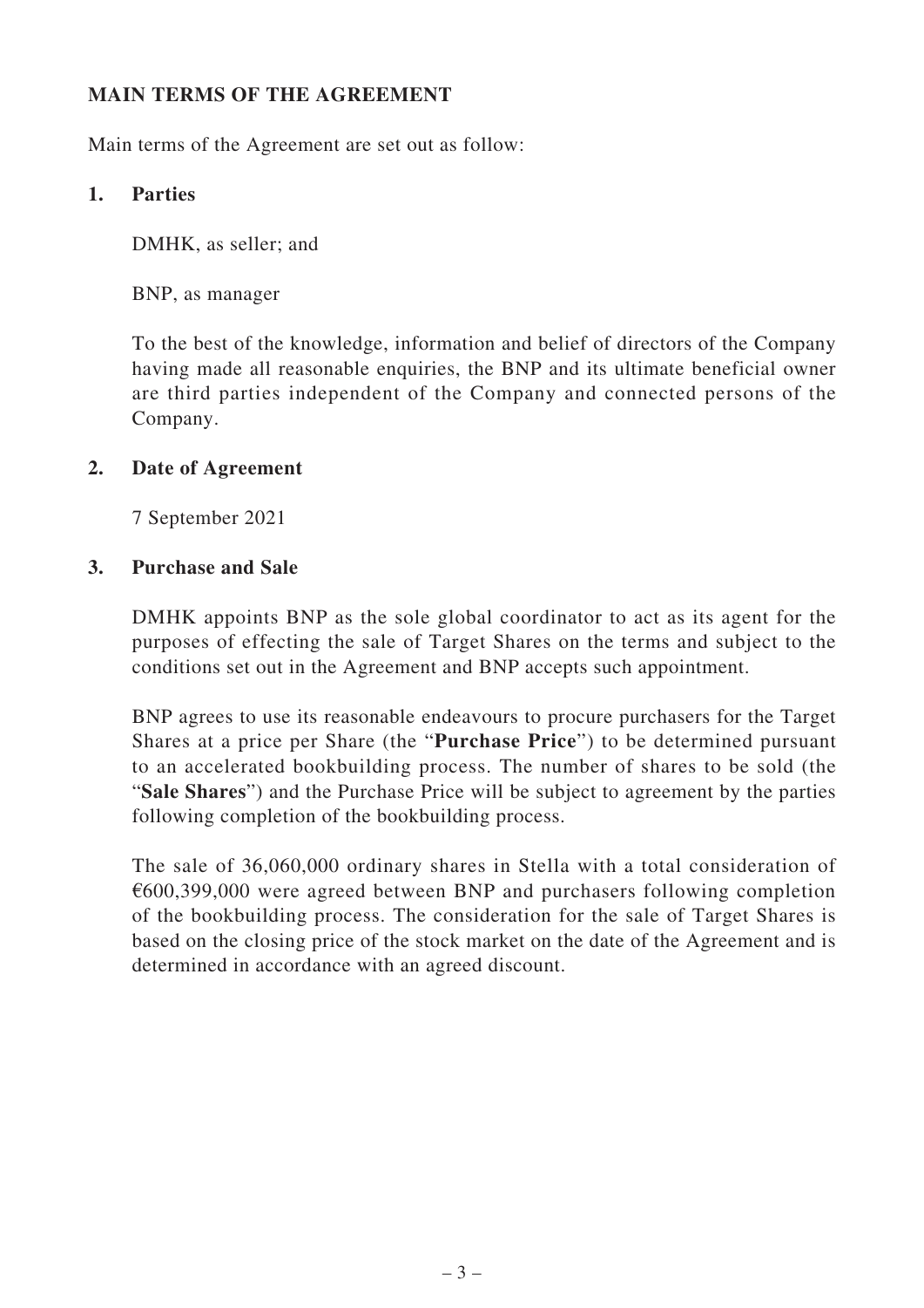## MAIN TERMS OF THE AGREEMENT

Main terms of the Agreement are set out as follow:

### 1. Parties

DMHK, as seller; and

BNP, as manager

To the best of the knowledge, information and belief of directors of the Company having made all reasonable enquiries, the BNP and its ultimate beneficial owner are third parties independent of the Company and connected persons of the Company.

### 2. Date of Agreement

7 September 2021

### 3. Purchase and Sale

DMHK appoints BNP as the sole global coordinator to act as its agent for the purposes of effecting the sale of Target Shares on the terms and subject to the conditions set out in the Agreement and BNP accepts such appointment.

BNP agrees to use its reasonable endeavours to procure purchasers for the Target Shares at a price per Share (the "**Purchase Price**") to be determined pursuant to an accelerated bookbuilding process. The number of shares to be sold (the "**Sale Shares**") and the Purchase Price will be subject to agreement by the parties following completion of the bookbuilding process.

The sale of 36,060,000 ordinary shares in Stella with a total consideration of €600,399,000 were agreed between BNP and purchasers following completion of the bookbuilding process. The consideration for the sale of Target Shares is based on the closing price of the stock market on the date of the Agreement and is determined in accordance with an agreed discount.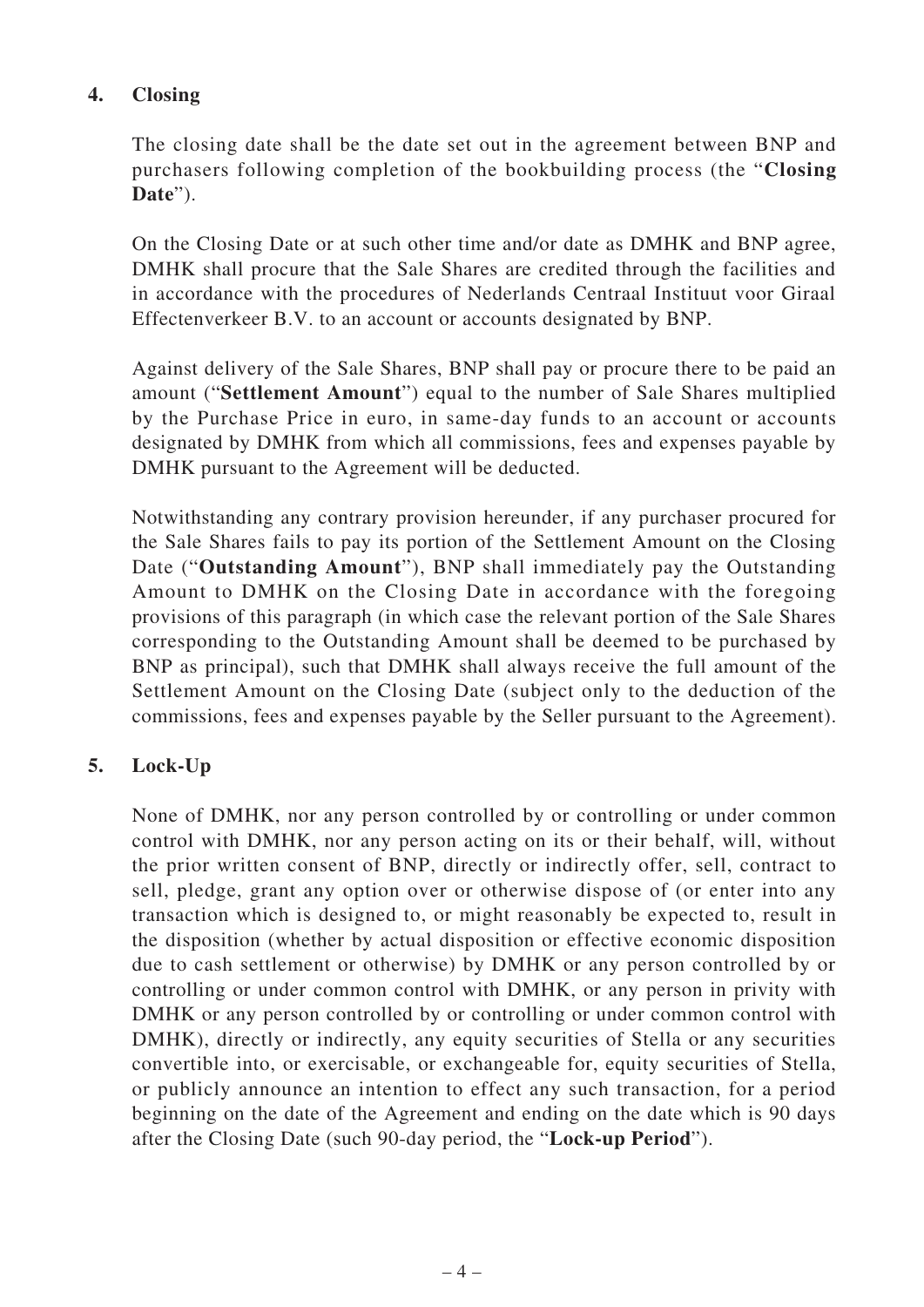**4. Closing**

The closing date shall be the date set out in the agreement between BNP and purchasers following completion of the bookbuilding process (the "**Closing Date**").

On the Closing Date or at such other time and/or date as DMHK and BNP agree, DMHK shall procure that the Sale Shares are credited through the facilities and in accordance with the procedures of Nederlands Centraal Instituut voor Giraal Effectenverkeer B.V. to an account or accounts designated by BNP.

Against delivery of the Sale Shares, BNP shall pay or procure there to be paid an amount ("**Settlement Amount**") equal to the number of Sale Shares multiplied by the Purchase Price in euro, in same-day funds to an account or accounts designated by DMHK from which all commissions, fees and expenses payable by DMHK pursuant to the Agreement will be deducted.

Notwithstanding any contrary provision hereunder, if any purchaser procured for the Sale Shares fails to pay its portion of the Settlement Amount on the Closing Date ("**Outstanding Amount**"), BNP shall immediately pay the Outstanding Amount to DMHK on the Closing Date in accordance with the foregoing provisions of this paragraph (in which case the relevant portion of the Sale Shares corresponding to the Outstanding Amount shall be deemed to be purchased by BNP as principal), such that DMHK shall always receive the full amount of the Settlement Amount on the Closing Date (subject only to the deduction of the commissions, fees and expenses payable by the Seller pursuant to the Agreement).

**5. Lock-Up**

None of DMHK, nor any person controlled by or controlling or under common control with DMHK, nor any person acting on its or their behalf, will, without the prior written consent of BNP, directly or indirectly offer, sell, contract to sell, pledge, grant any option over or otherwise dispose of (or enter into any transaction which is designed to, or might reasonably be expected to, result in the disposition (whether by actual disposition or effective economic disposition due to cash settlement or otherwise) by DMHK or any person controlled by or controlling or under common control with DMHK, or any person in privity with DMHK or any person controlled by or controlling or under common control with DMHK), directly or indirectly, any equity securities of Stella or any securities convertible into, or exercisable, or exchangeable for, equity securities of Stella, or publicly announce an intention to effect any such transaction, for a period beginning on the date of the Agreement and ending on the date which is 90 days after the Closing Date (such 90-day period, the "**Lock-up Period**").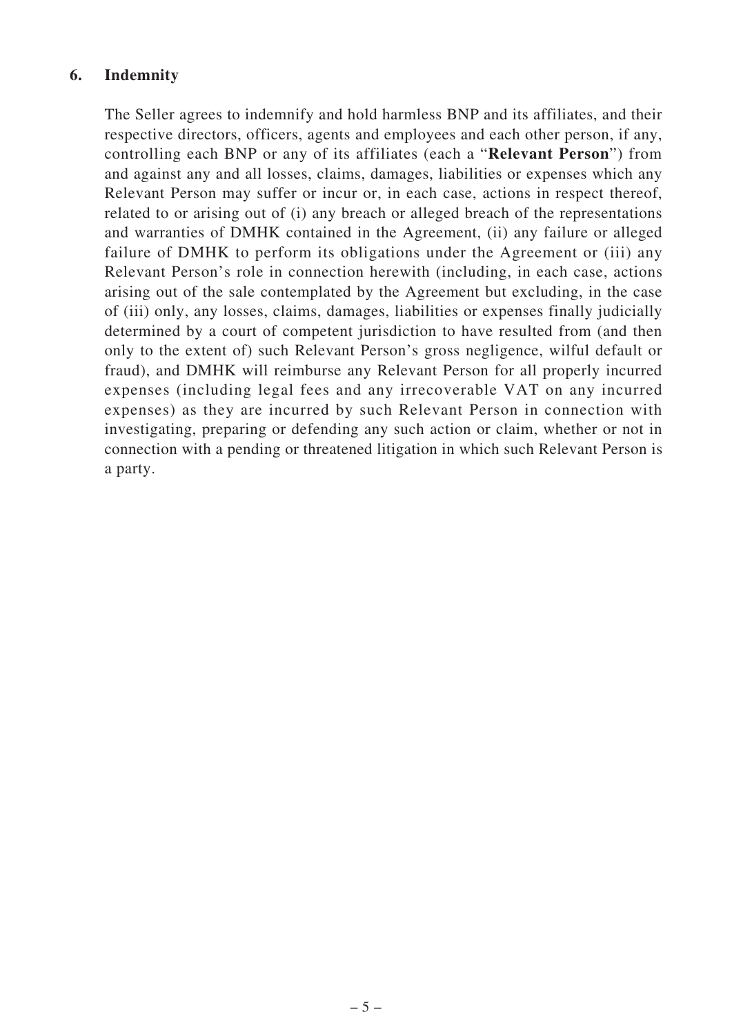## 6. Indemnity

The Seller agrees to indemnify and hold harmless BNP and its affiliates, and their respective directors, officers, agents and employees and each other person, if any, controlling each BNP or any of its affiliates (each a "**Relevant Person**") from and against any and all losses, claims, damages, liabilities or expenses which any Relevant Person may suffer or incur or, in each case, actions in respect thereof, related to or arising out of (i) any breach or alleged breach of the representations and warranties of DMHK contained in the Agreement, (ii) any failure or alleged failure of DMHK to perform its obligations under the Agreement or (iii) any Relevant Person's role in connection herewith (including, in each case, actions arising out of the sale contemplated by the Agreement but excluding, in the case of (iii) only, any losses, claims, damages, liabilities or expenses finally judicially determined by a court of competent jurisdiction to have resulted from (and then only to the extent of) such Relevant Person's gross negligence, wilful default or fraud), and DMHK will reimburse any Relevant Person for all properly incurred expenses (including legal fees and any irrecoverable VAT on any incurred expenses) as they are incurred by such Relevant Person in connection with investigating, preparing or defending any such action or claim, whether or not in connection with a pending or threatened litigation in which such Relevant Person is a party.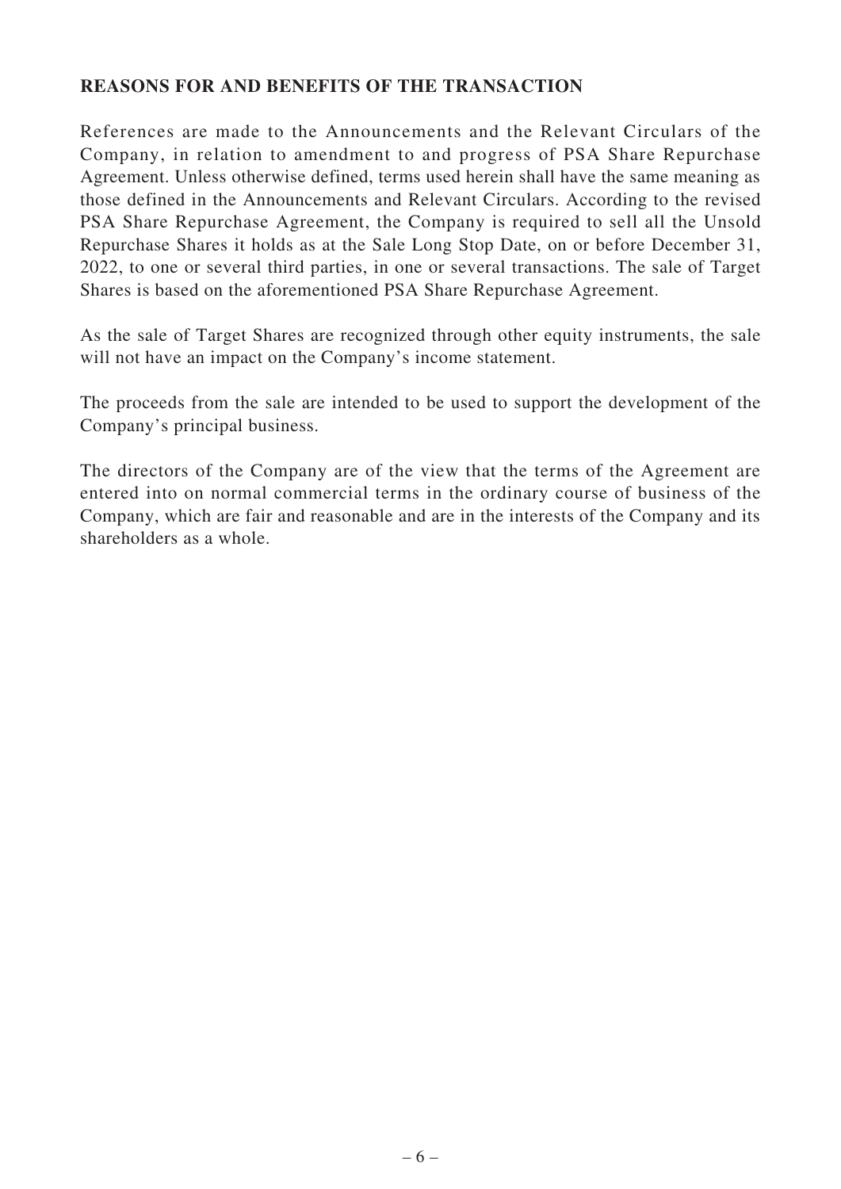## REASONS FOR AND BENEFITS OF THE TRANSACTION

References are made to the Announcements and the Relevant Circulars of the Company, in relation to amendment to and progress of PSA Share Repurchase Agreement. Unless otherwise defined, terms used herein shall have the same meaning as those defined in the Announcements and Relevant Circulars. According to the revised PSA Share Repurchase Agreement, the Company is required to sell all the Unsold Repurchase Shares it holds as at the Sale Long Stop Date, on or before December 31, 2022, to one or several third parties, in one or several transactions. The sale of Target Shares is based on the aforementioned PSA Share Repurchase Agreement.

As the sale of Target Shares are recognized through other equity instruments, the sale will not have an impact on the Company's income statement.

The proceeds from the sale are intended to be used to support the development of the Company's principal business.

The directors of the Company are of the view that the terms of the Agreement are entered into on normal commercial terms in the ordinary course of business of the Company, which are fair and reasonable and are in the interests of the Company and its shareholders as a whole.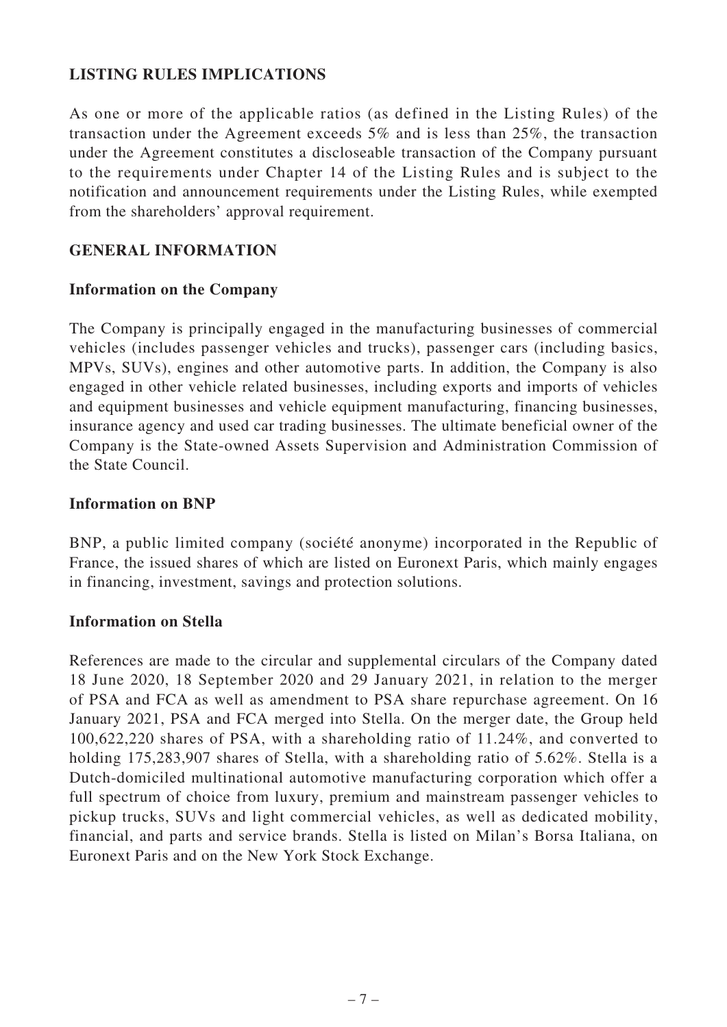## LISTING RULES IMPLICATIONS

As one or more of the applicable ratios (as defined in the Listing Rules) of the transaction under the Agreement exceeds 5% and is less than 25%, the transaction under the Agreement constitutes a discloseable transaction of the Company pursuant to the requirements under Chapter 14 of the Listing Rules and is subject to the notification and announcement requirements under the Listing Rules, while exempted from the shareholders' approval requirement.

## GENERAL INFORMATION

### Information on the Company

The Company is principally engaged in the manufacturing businesses of commercial vehicles (includes passenger vehicles and trucks), passenger cars (including basics, MPVs, SUVs), engines and other automotive parts. In addition, the Company is also engaged in other vehicle related businesses, including exports and imports of vehicles and equipment businesses and vehicle equipment manufacturing, financing businesses, insurance agency and used car trading businesses. The ultimate beneficial owner of the Company is the State-owned Assets Supervision and Administration Commission of the State Council.

### Information on BNP

BNP, a public limited company (société anonyme) incorporated in the Republic of France, the issued shares of which are listed on Euronext Paris, which mainly engages in financing, investment, savings and protection solutions.

### Information on Stella

References are made to the circular and supplemental circulars of the Company dated 18 June 2020, 18 September 2020 and 29 January 2021, in relation to the merger of PSA and FCA as well as amendment to PSA share repurchase agreement. On 16 January 2021, PSA and FCA merged into Stella. On the merger date, the Group held 100,622,220 shares of PSA, with a shareholding ratio of 11.24%, and converted to holding 175,283,907 shares of Stella, with a shareholding ratio of 5.62%. Stella is a Dutch-domiciled multinational automotive manufacturing corporation which offer a full spectrum of choice from luxury, premium and mainstream passenger vehicles to pickup trucks, SUVs and light commercial vehicles, as well as dedicated mobility, financial, and parts and service brands. Stella is listed on Milan's Borsa Italiana, on Euronext Paris and on the New York Stock Exchange.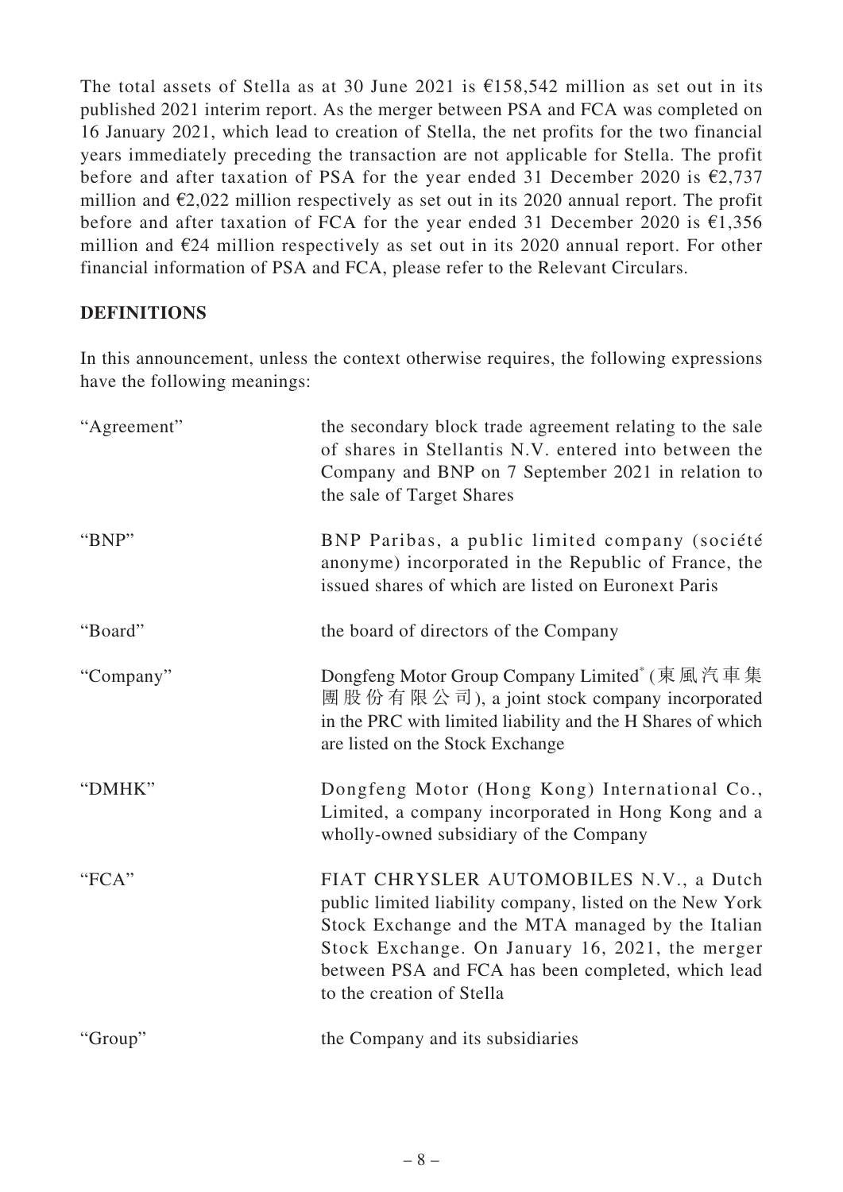The total assets of Stella as at 30 June 2021 is €158,542 million as set out in its published 2021 interim report. As the merger between PSA and FCA was completed on 16 January 2021, which lead to creation of Stella, the net profits for the two financial years immediately preceding the transaction are not applicable for Stella. The profit before and after taxation of PSA for the year ended 31 December 2020 is €2,737 million and €2,022 million respectively as set out in its 2020 annual report. The profit before and after taxation of FCA for the year ended 31 December 2020 is €1,356 million and €24 million respectively as set out in its 2020 annual report. For other financial information of PSA and FCA, please refer to the Relevant Circulars.

## DEFINITIONS

In this announcement, unless the context otherwise requires, the following expressions have the following meanings:

| | |
|---|---|
| "Agreement" | the secondary block trade agreement relating to the sale of shares in Stellantis N.V. entered into between the Company and BNP on 7 September 2021 in relation to the sale of Target Shares |
| "BNP" | BNP Paribas, a public limited company (société anonyme) incorporated in the Republic of France, the issued shares of which are listed on Euronext Paris |
| "Board" | the board of directors of the Company |
| "Company" | Dongfeng Motor Group Company Limited* (東風汽車集團股份有限公司), a joint stock company incorporated in the PRC with limited liability and the H Shares of which are listed on the Stock Exchange |
| "DMHK" | Dongfeng Motor (Hong Kong) International Co., Limited, a company incorporated in Hong Kong and a wholly-owned subsidiary of the Company |
| "FCA" | FIAT CHRYSLER AUTOMOBILES N.V., a Dutch public limited liability company, listed on the New York Stock Exchange and the MTA managed by the Italian Stock Exchange. On January 16, 2021, the merger between PSA and FCA has been completed, which lead to the creation of Stella |
| "Group" | the Company and its subsidiaries |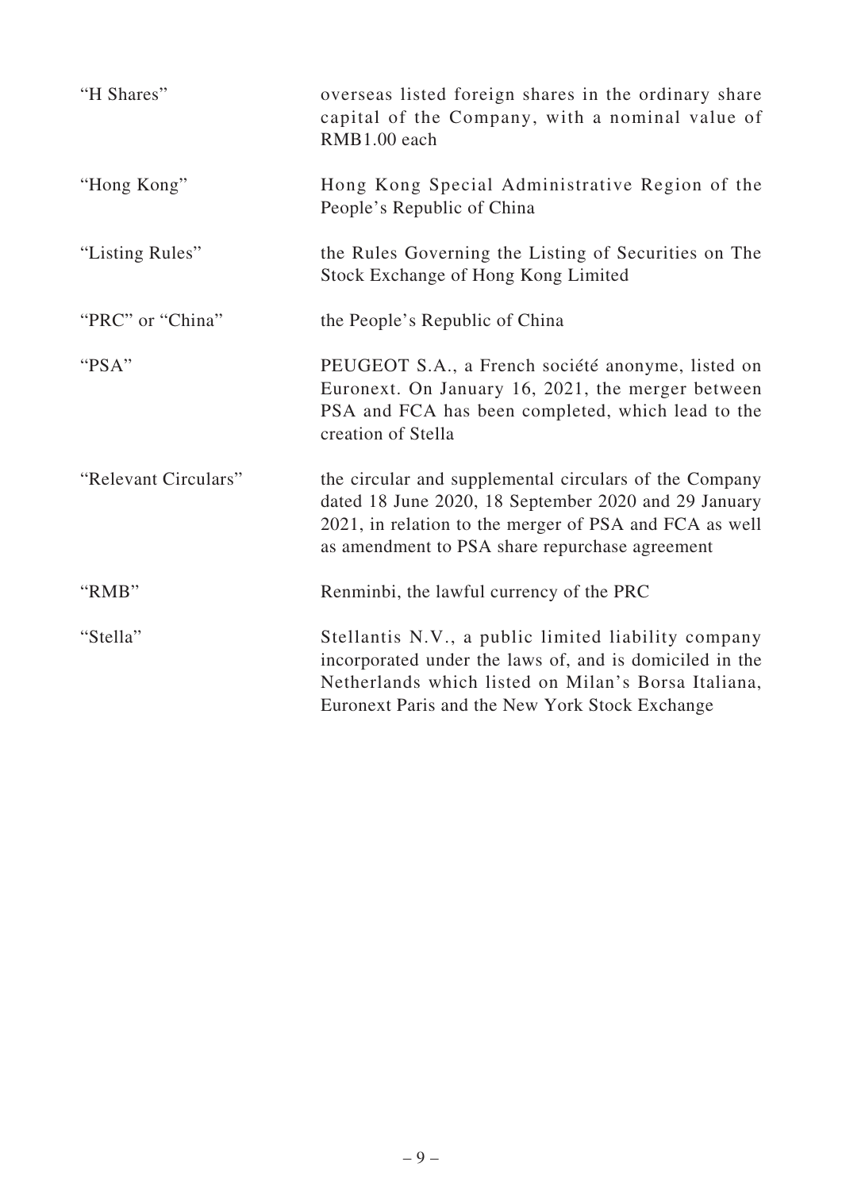| | |
|---|---|
| "H Shares" | overseas listed foreign shares in the ordinary share capital of the Company, with a nominal value of RMB1.00 each |
| "Hong Kong" | Hong Kong Special Administrative Region of the People's Republic of China |
| "Listing Rules" | the Rules Governing the Listing of Securities on The Stock Exchange of Hong Kong Limited |
| "PRC" or "China" | the People's Republic of China |
| "PSA" | PEUGEOT S.A., a French société anonyme, listed on Euronext. On January 16, 2021, the merger between PSA and FCA has been completed, which lead to the creation of Stella |
| "Relevant Circulars" | the circular and supplemental circulars of the Company dated 18 June 2020, 18 September 2020 and 29 January 2021, in relation to the merger of PSA and FCA as well as amendment to PSA share repurchase agreement |
| "RMB" | Renminbi, the lawful currency of the PRC |
| "Stella" | Stellantis N.V., a public limited liability company incorporated under the laws of, and is domiciled in the Netherlands which listed on Milan's Borsa Italiana, Euronext Paris and the New York Stock Exchange |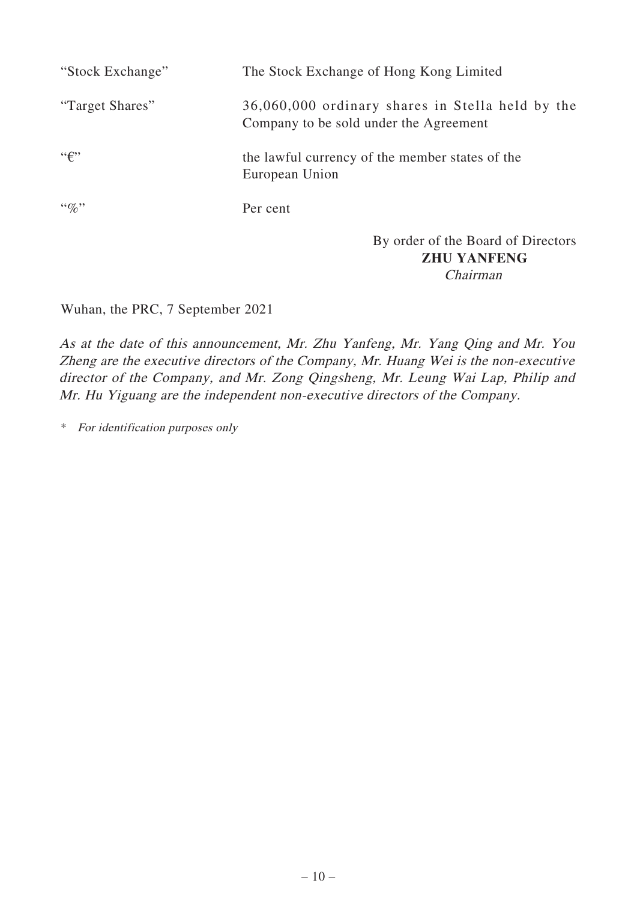| | |
|---|---|
| "Stock Exchange" | The Stock Exchange of Hong Kong Limited |
| "Target Shares" | 36,060,000 ordinary shares in Stella held by the Company to be sold under the Agreement |
| "€" | the lawful currency of the member states of the European Union |
| "%" | Per cent |

By order of the Board of Directors
**ZHU YANFENG**
*Chairman*

Wuhan, the PRC, 7 September 2021

*As at the date of this announcement, Mr. Zhu Yanfeng, Mr. Yang Qing and Mr. You Zheng are the executive directors of the Company, Mr. Huang Wei is the non-executive director of the Company, and Mr. Zong Qingsheng, Mr. Leung Wai Lap, Philip and Mr. Hu Yiguang are the independent non-executive directors of the Company.*

* *For identification purposes only*